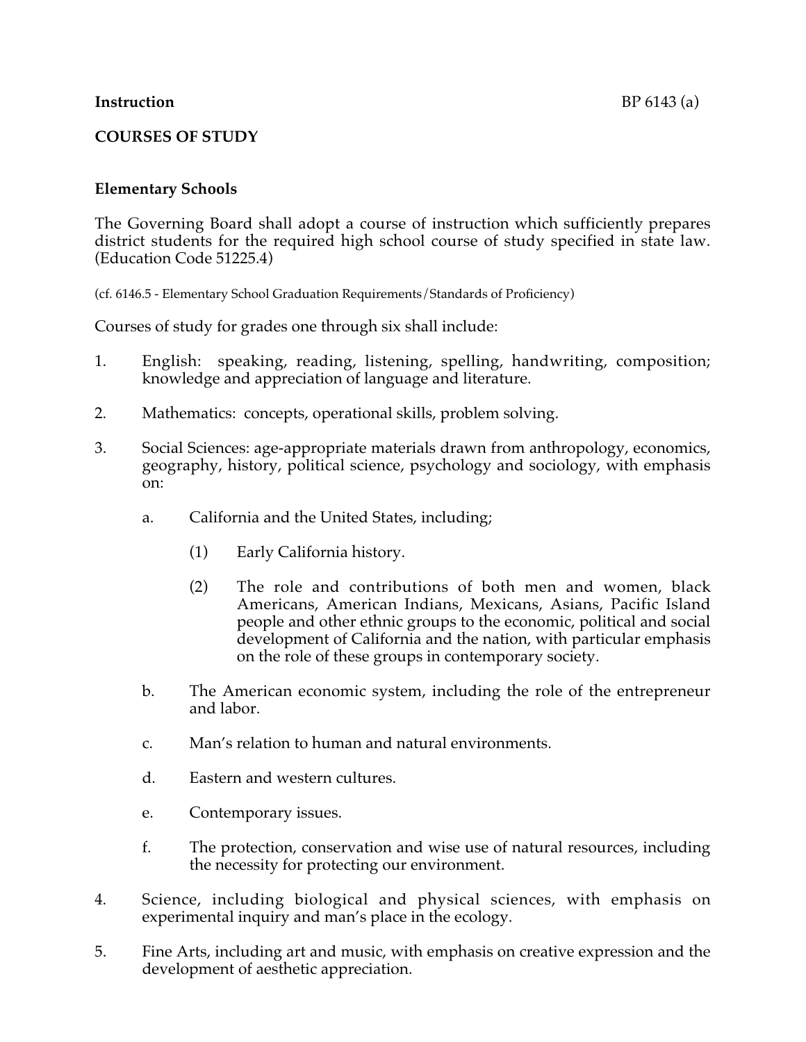**Instruction** BP 6143 (a)

## COURSES OF STUDY

### Elementary Schools

The Governing Board shall adopt a course of instruction which sufficiently prepares district students for the required high school course of study specified in state law. (Education Code 51225.4)

(cf. 6146.5 - Elementary School Graduation Requirements/Standards of Proficiency)

Courses of study for grades one through six shall include:

1. English: speaking, reading, listening, spelling, handwriting, composition; knowledge and appreciation of language and literature.

2. Mathematics: concepts, operational skills, problem solving.

3. Social Sciences: age-appropriate materials drawn from anthropology, economics, geography, history, political science, psychology and sociology, with emphasis on:

   a. California and the United States, including;

      (1) Early California history.

      (2) The role and contributions of both men and women, black Americans, American Indians, Mexicans, Asians, Pacific Island people and other ethnic groups to the economic, political and social development of California and the nation, with particular emphasis on the role of these groups in contemporary society.

   b. The American economic system, including the role of the entrepreneur and labor.

   c. Man's relation to human and natural environments.

   d. Eastern and western cultures.

   e. Contemporary issues.

   f. The protection, conservation and wise use of natural resources, including the necessity for protecting our environment.

4. Science, including biological and physical sciences, with emphasis on experimental inquiry and man's place in the ecology.

5. Fine Arts, including art and music, with emphasis on creative expression and the development of aesthetic appreciation.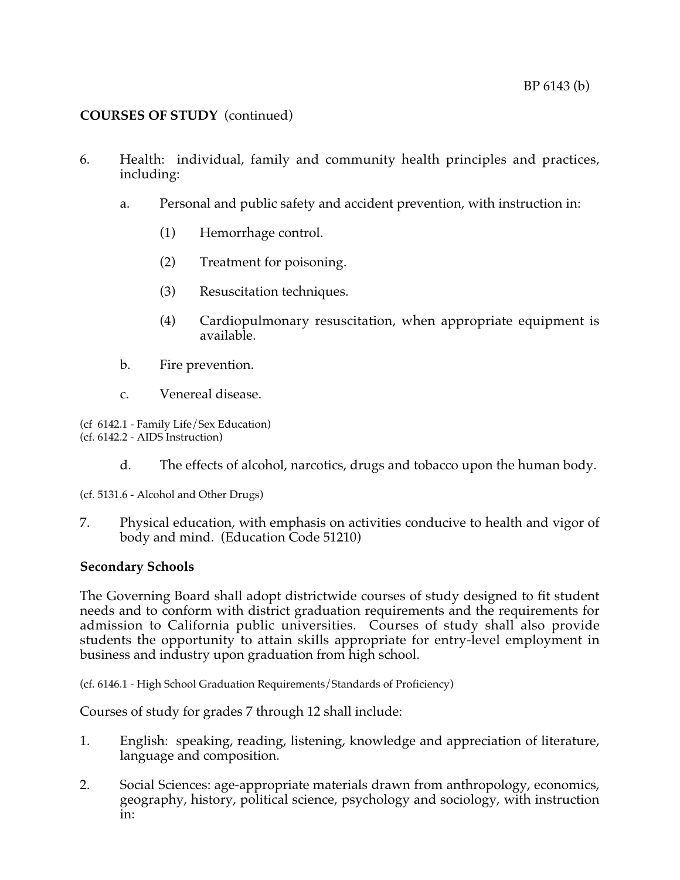**COURSES OF STUDY** (continued)

6. Health: individual, family and community health principles and practices, including:

   a. Personal and public safety and accident prevention, with instruction in:

      (1) Hemorrhage control.

      (2) Treatment for poisoning.

      (3) Resuscitation techniques.

      (4) Cardiopulmonary resuscitation, when appropriate equipment is available.

   b. Fire prevention.

   c. Venereal disease.

(cf 6142.1 - Family Life/Sex Education)
(cf. 6142.2 - AIDS Instruction)

   d. The effects of alcohol, narcotics, drugs and tobacco upon the human body.

(cf. 5131.6 - Alcohol and Other Drugs)

7. Physical education, with emphasis on activities conducive to health and vigor of body and mind. (Education Code 51210)

**Secondary Schools**

The Governing Board shall adopt districtwide courses of study designed to fit student needs and to conform with district graduation requirements and the requirements for admission to California public universities. Courses of study shall also provide students the opportunity to attain skills appropriate for entry-level employment in business and industry upon graduation from high school.

(cf. 6146.1 - High School Graduation Requirements/Standards of Proficiency)

Courses of study for grades 7 through 12 shall include:

1. English: speaking, reading, listening, knowledge and appreciation of literature, language and composition.

2. Social Sciences: age-appropriate materials drawn from anthropology, economics, geography, history, political science, psychology and sociology, with instruction in: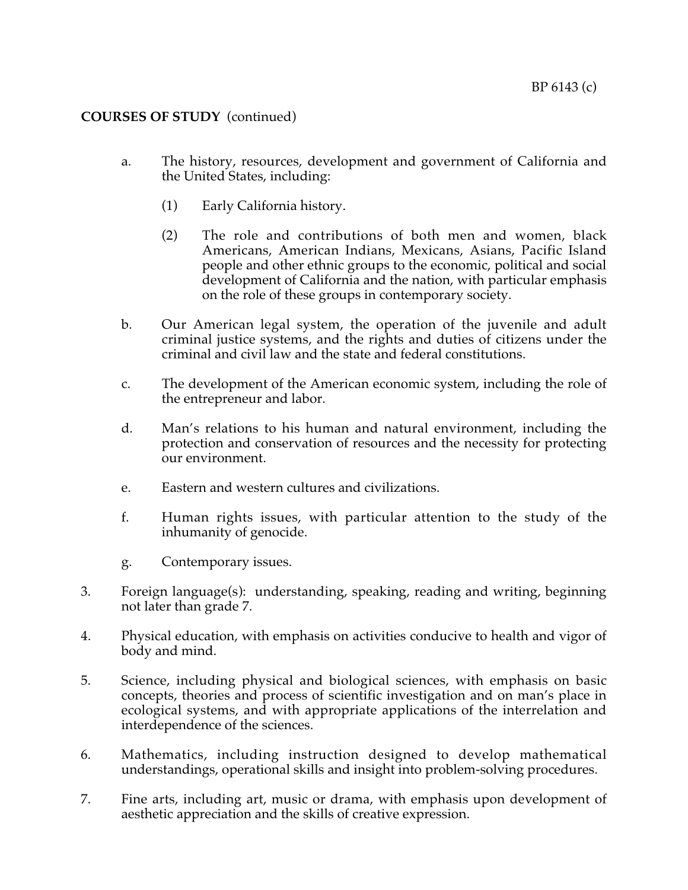**COURSES OF STUDY** (continued)

a. The history, resources, development and government of California and the United States, including:

   (1) Early California history.

   (2) The role and contributions of both men and women, black Americans, American Indians, Mexicans, Asians, Pacific Island people and other ethnic groups to the economic, political and social development of California and the nation, with particular emphasis on the role of these groups in contemporary society.

b. Our American legal system, the operation of the juvenile and adult criminal justice systems, and the rights and duties of citizens under the criminal and civil law and the state and federal constitutions.

c. The development of the American economic system, including the role of the entrepreneur and labor.

d. Man's relations to his human and natural environment, including the protection and conservation of resources and the necessity for protecting our environment.

e. Eastern and western cultures and civilizations.

f. Human rights issues, with particular attention to the study of the inhumanity of genocide.

g. Contemporary issues.

3. Foreign language(s): understanding, speaking, reading and writing, beginning not later than grade 7.

4. Physical education, with emphasis on activities conducive to health and vigor of body and mind.

5. Science, including physical and biological sciences, with emphasis on basic concepts, theories and process of scientific investigation and on man's place in ecological systems, and with appropriate applications of the interrelation and interdependence of the sciences.

6. Mathematics, including instruction designed to develop mathematical understandings, operational skills and insight into problem-solving procedures.

7. Fine arts, including art, music or drama, with emphasis upon development of aesthetic appreciation and the skills of creative expression.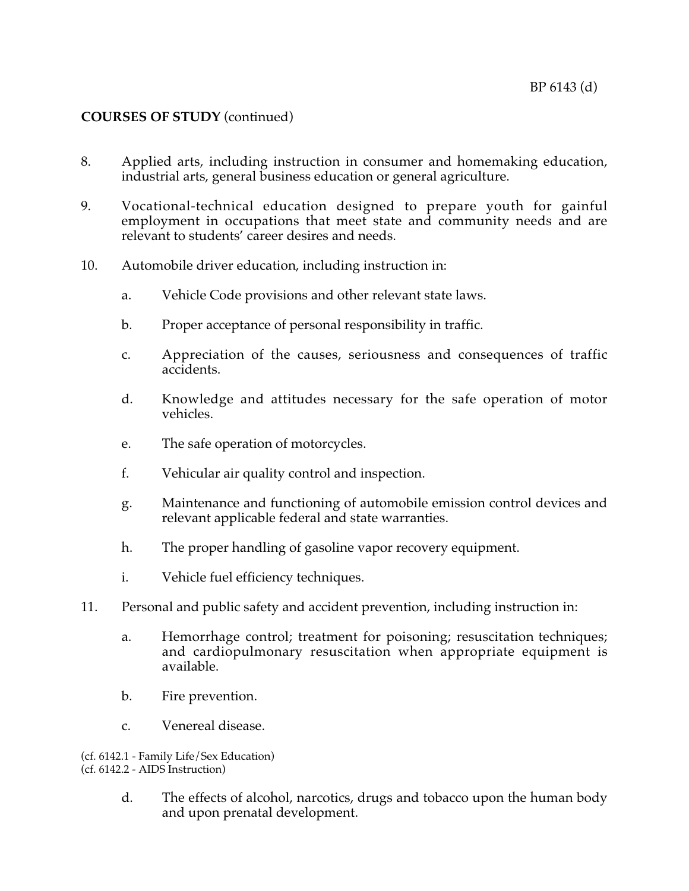**COURSES OF STUDY** (continued)

8. Applied arts, including instruction in consumer and homemaking education, industrial arts, general business education or general agriculture.

9. Vocational-technical education designed to prepare youth for gainful employment in occupations that meet state and community needs and are relevant to students' career desires and needs.

10. Automobile driver education, including instruction in:

    a. Vehicle Code provisions and other relevant state laws.

    b. Proper acceptance of personal responsibility in traffic.

    c. Appreciation of the causes, seriousness and consequences of traffic accidents.

    d. Knowledge and attitudes necessary for the safe operation of motor vehicles.

    e. The safe operation of motorcycles.

    f. Vehicular air quality control and inspection.

    g. Maintenance and functioning of automobile emission control devices and relevant applicable federal and state warranties.

    h. The proper handling of gasoline vapor recovery equipment.

    i. Vehicle fuel efficiency techniques.

11. Personal and public safety and accident prevention, including instruction in:

    a. Hemorrhage control; treatment for poisoning; resuscitation techniques; and cardiopulmonary resuscitation when appropriate equipment is available.

    b. Fire prevention.

    c. Venereal disease.

(cf. 6142.1 - Family Life/Sex Education)
(cf. 6142.2 - AIDS Instruction)

    d. The effects of alcohol, narcotics, drugs and tobacco upon the human body and upon prenatal development.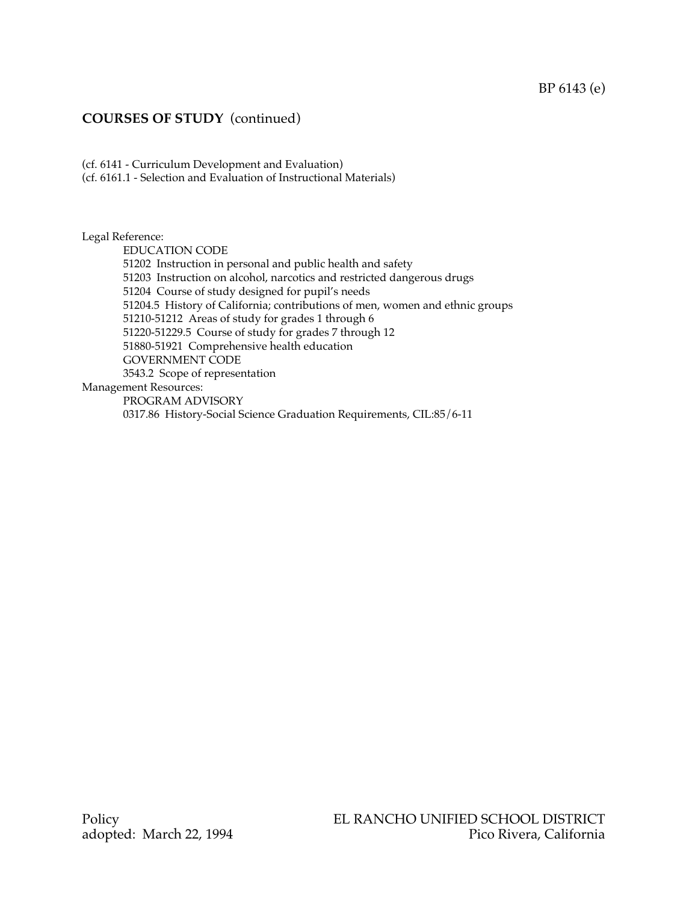## COURSES OF STUDY (continued)

(cf. 6141 - Curriculum Development and Evaluation)
(cf. 6161.1 - Selection and Evaluation of Instructional Materials)

Legal Reference:

EDUCATION CODE
51202 Instruction in personal and public health and safety
51203 Instruction on alcohol, narcotics and restricted dangerous drugs
51204 Course of study designed for pupil's needs
51204.5 History of California; contributions of men, women and ethnic groups
51210-51212 Areas of study for grades 1 through 6
51220-51229.5 Course of study for grades 7 through 12
51880-51921 Comprehensive health education
GOVERNMENT CODE
3543.2 Scope of representation

Management Resources:

PROGRAM ADVISORY
0317.86 History-Social Science Graduation Requirements, CIL:85/6-11

Policy adopted: March 22, 1994

EL RANCHO UNIFIED SCHOOL DISTRICT
Pico Rivera, California